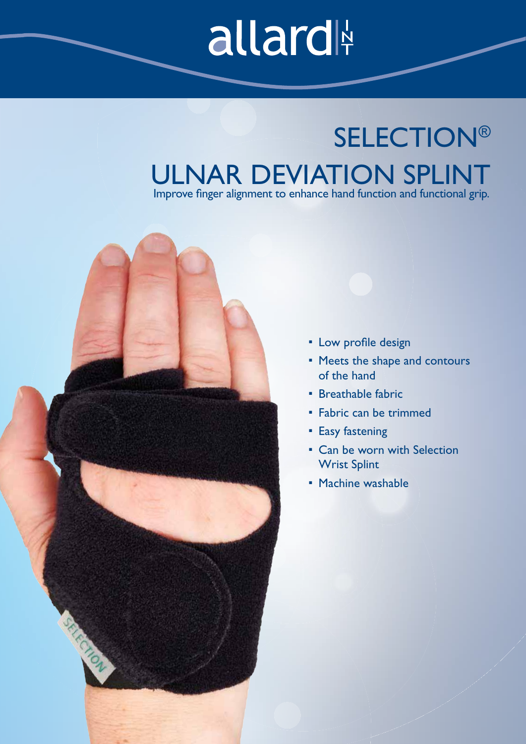allard INT

# SELECTION®

# ULNAR DEVIATION SPLINT

Improve finger alignment to enhance hand function and functional grip.

- Low profile design
- Meets the shape and contours of the hand
- Breathable fabric
- Fabric can be trimmed
- Easy fastening
- Can be worn with Selection Wrist Splint
- Machine washable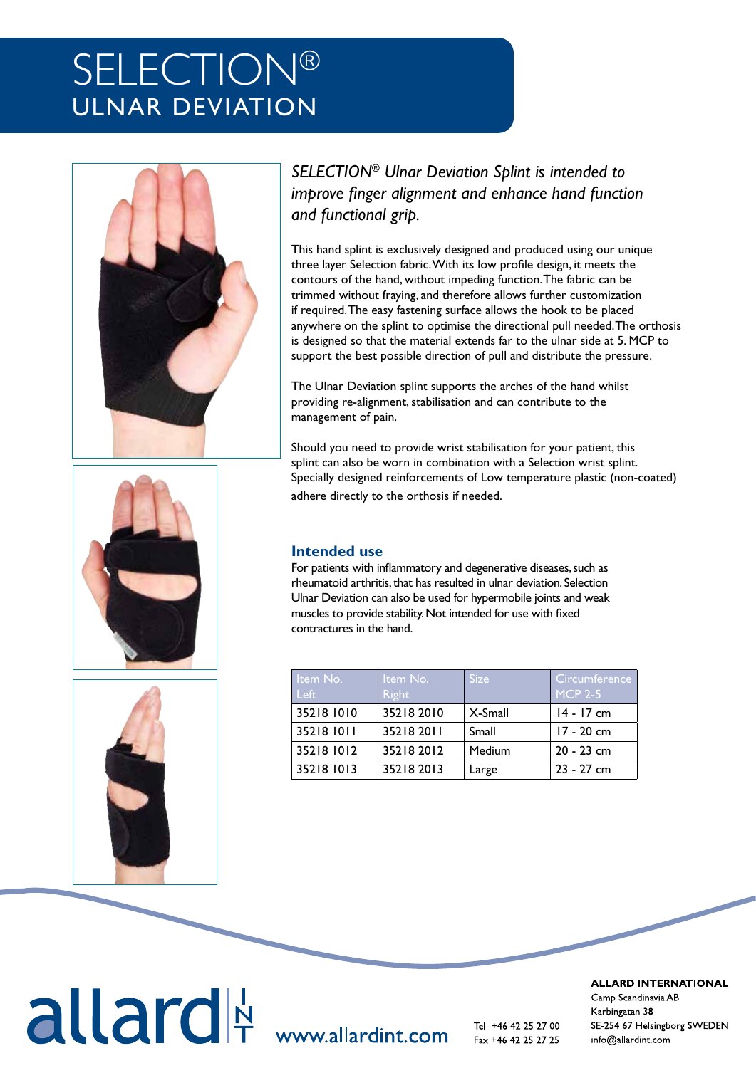# SELECTION®
## ULNAR DEVIATION

*SELECTION® Ulnar Deviation Splint is intended to improve finger alignment and enhance hand function and functional grip.*

This hand splint is exclusively designed and produced using our unique three layer Selection fabric. With its low profile design, it meets the contours of the hand, without impeding function. The fabric can be trimmed without fraying, and therefore allows further customization if required. The easy fastening surface allows the hook to be placed anywhere on the splint to optimise the directional pull needed. The orthosis is designed so that the material extends far to the ulnar side at 5. MCP to support the best possible direction of pull and distribute the pressure.

The Ulnar Deviation splint supports the arches of the hand whilst providing re-alignment, stabilisation and can contribute to the management of pain.

Should you need to provide wrist stabilisation for your patient, this splint can also be worn in combination with a Selection wrist splint. Specially designed reinforcements of Low temperature plastic (non-coated) adhere directly to the orthosis if needed.

### Intended use

For patients with inflammatory and degenerative diseases, such as rheumatoid arthritis, that has resulted in ulnar deviation. Selection Ulnar Deviation can also be used for hypermobile joints and weak muscles to provide stability. Not intended for use with fixed contractures in the hand.

| Item No. Left | Item No. Right | Size | Circumference MCP 2-5 |
|---|---|---|---|
| 35218 1010 | 35218 2010 | X-Small | 14 - 17 cm |
| 35218 1011 | 35218 2011 | Small | 17 - 20 cm |
| 35218 1012 | 35218 2012 | Medium | 20 - 23 cm |
| 35218 1013 | 35218 2013 | Large | 23 - 27 cm |

allard INT

www.allardint.com

Tel +46 42 25 27 00
Fax +46 42 25 27 25

**ALLARD INTERNATIONAL**
Camp Scandinavia AB
Karbingatan 38
SE-254 67 Helsingborg SWEDEN
info@allardint.com